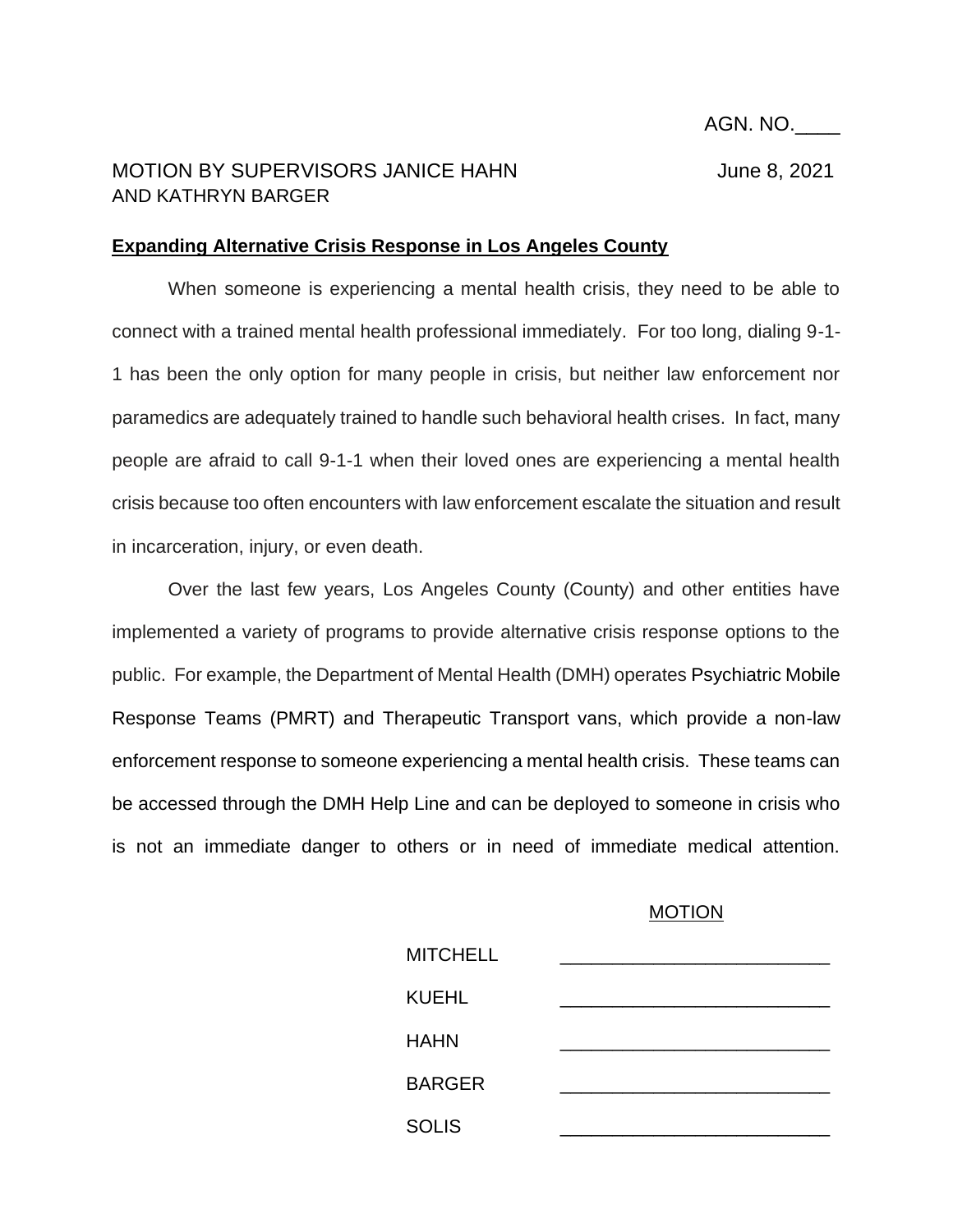AGN. NO.____

MOTION BY SUPERVISORS JANICE HAHN AND KATHRYN BARGER

June 8, 2021

**Expanding Alternative Crisis Response in Los Angeles County**

When someone is experiencing a mental health crisis, they need to be able to connect with a trained mental health professional immediately. For too long, dialing 9-1-1 has been the only option for many people in crisis, but neither law enforcement nor paramedics are adequately trained to handle such behavioral health crises. In fact, many people are afraid to call 9-1-1 when their loved ones are experiencing a mental health crisis because too often encounters with law enforcement escalate the situation and result in incarceration, injury, or even death.

Over the last few years, Los Angeles County (County) and other entities have implemented a variety of programs to provide alternative crisis response options to the public. For example, the Department of Mental Health (DMH) operates Psychiatric Mobile Response Teams (PMRT) and Therapeutic Transport vans, which provide a non-law enforcement response to someone experiencing a mental health crisis. These teams can be accessed through the DMH Help Line and can be deployed to someone in crisis who is not an immediate danger to others or in need of immediate medical attention.

MOTION

| | |
|---|---|
| MITCHELL | _________________________ |
| KUEHL | _________________________ |
| HAHN | _________________________ |
| BARGER | _________________________ |
| SOLIS | _________________________ |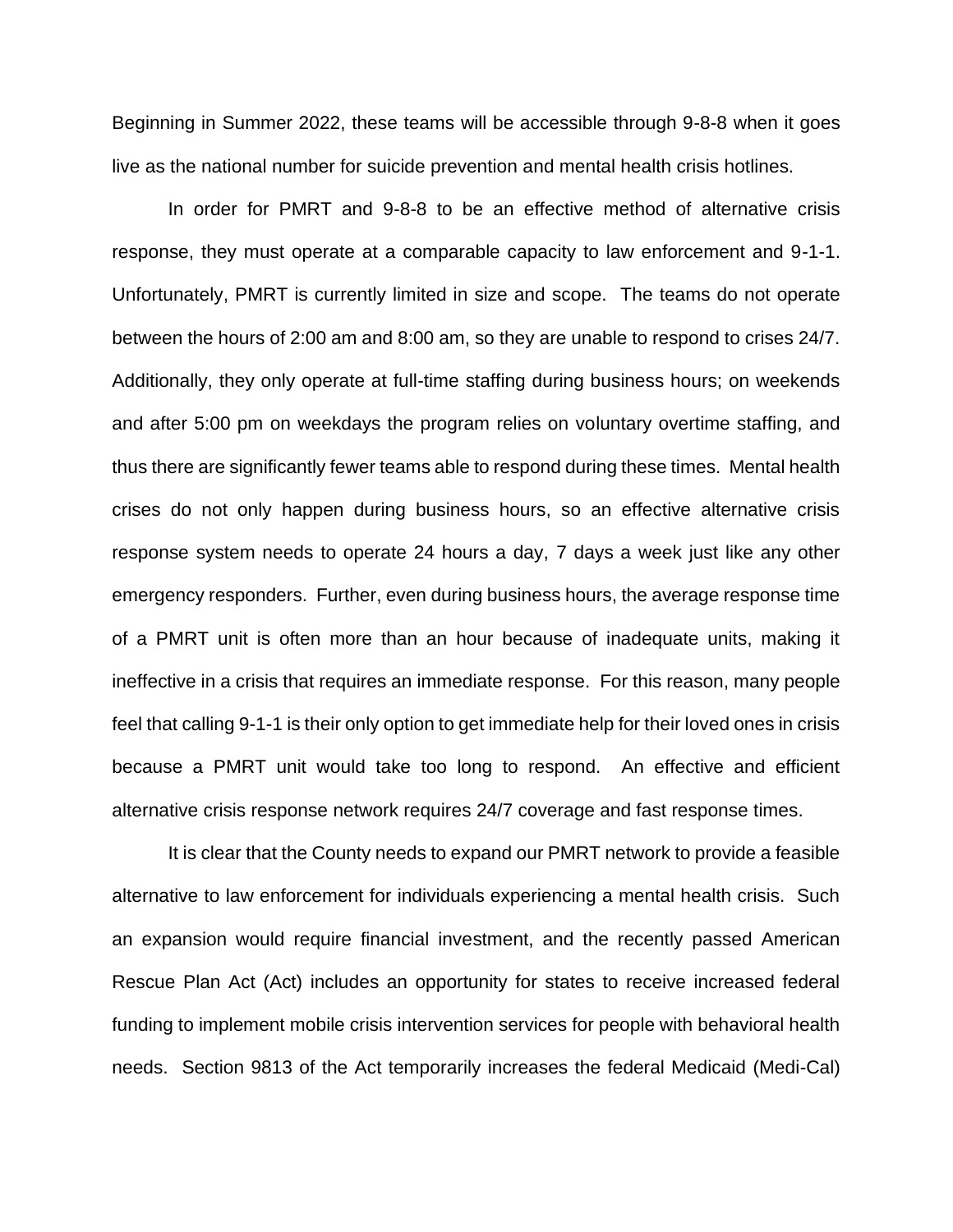Beginning in Summer 2022, these teams will be accessible through 9-8-8 when it goes live as the national number for suicide prevention and mental health crisis hotlines.

In order for PMRT and 9-8-8 to be an effective method of alternative crisis response, they must operate at a comparable capacity to law enforcement and 9-1-1. Unfortunately, PMRT is currently limited in size and scope. The teams do not operate between the hours of 2:00 am and 8:00 am, so they are unable to respond to crises 24/7. Additionally, they only operate at full-time staffing during business hours; on weekends and after 5:00 pm on weekdays the program relies on voluntary overtime staffing, and thus there are significantly fewer teams able to respond during these times. Mental health crises do not only happen during business hours, so an effective alternative crisis response system needs to operate 24 hours a day, 7 days a week just like any other emergency responders. Further, even during business hours, the average response time of a PMRT unit is often more than an hour because of inadequate units, making it ineffective in a crisis that requires an immediate response. For this reason, many people feel that calling 9-1-1 is their only option to get immediate help for their loved ones in crisis because a PMRT unit would take too long to respond. An effective and efficient alternative crisis response network requires 24/7 coverage and fast response times.

It is clear that the County needs to expand our PMRT network to provide a feasible alternative to law enforcement for individuals experiencing a mental health crisis. Such an expansion would require financial investment, and the recently passed American Rescue Plan Act (Act) includes an opportunity for states to receive increased federal funding to implement mobile crisis intervention services for people with behavioral health needs. Section 9813 of the Act temporarily increases the federal Medicaid (Medi-Cal)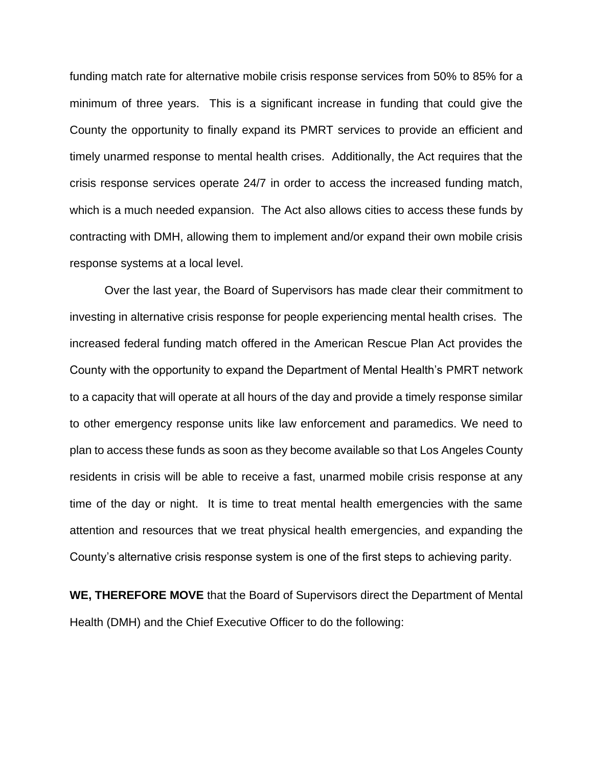funding match rate for alternative mobile crisis response services from 50% to 85% for a minimum of three years. This is a significant increase in funding that could give the County the opportunity to finally expand its PMRT services to provide an efficient and timely unarmed response to mental health crises. Additionally, the Act requires that the crisis response services operate 24/7 in order to access the increased funding match, which is a much needed expansion. The Act also allows cities to access these funds by contracting with DMH, allowing them to implement and/or expand their own mobile crisis response systems at a local level.

Over the last year, the Board of Supervisors has made clear their commitment to investing in alternative crisis response for people experiencing mental health crises. The increased federal funding match offered in the American Rescue Plan Act provides the County with the opportunity to expand the Department of Mental Health's PMRT network to a capacity that will operate at all hours of the day and provide a timely response similar to other emergency response units like law enforcement and paramedics. We need to plan to access these funds as soon as they become available so that Los Angeles County residents in crisis will be able to receive a fast, unarmed mobile crisis response at any time of the day or night. It is time to treat mental health emergencies with the same attention and resources that we treat physical health emergencies, and expanding the County's alternative crisis response system is one of the first steps to achieving parity.

**WE, THEREFORE MOVE** that the Board of Supervisors direct the Department of Mental Health (DMH) and the Chief Executive Officer to do the following: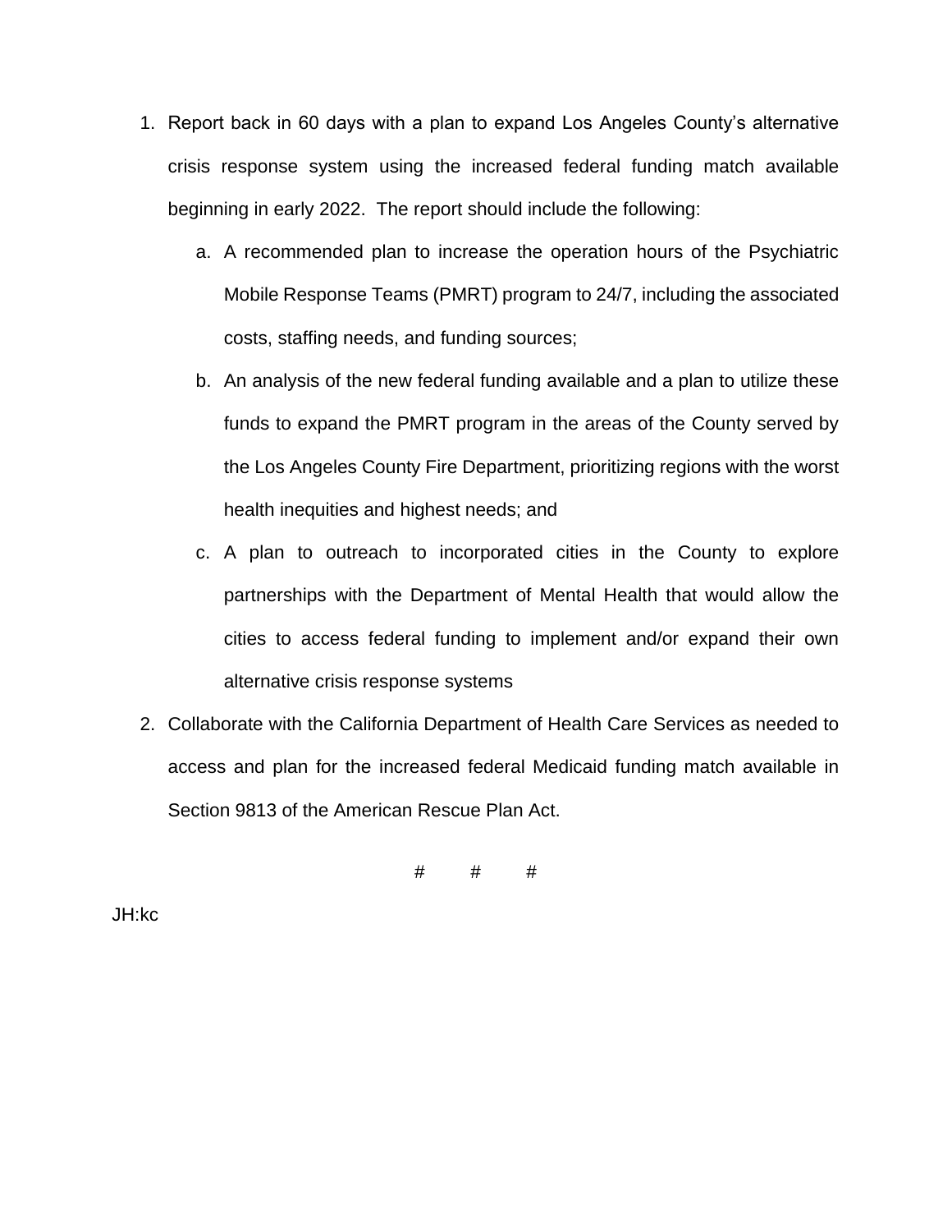1. Report back in 60 days with a plan to expand Los Angeles County's alternative crisis response system using the increased federal funding match available beginning in early 2022. The report should include the following:
   a. A recommended plan to increase the operation hours of the Psychiatric Mobile Response Teams (PMRT) program to 24/7, including the associated costs, staffing needs, and funding sources;
   b. An analysis of the new federal funding available and a plan to utilize these funds to expand the PMRT program in the areas of the County served by the Los Angeles County Fire Department, prioritizing regions with the worst health inequities and highest needs; and
   c. A plan to outreach to incorporated cities in the County to explore partnerships with the Department of Mental Health that would allow the cities to access federal funding to implement and/or expand their own alternative crisis response systems
2. Collaborate with the California Department of Health Care Services as needed to access and plan for the increased federal Medicaid funding match available in Section 9813 of the American Rescue Plan Act.

# # #

JH:kc